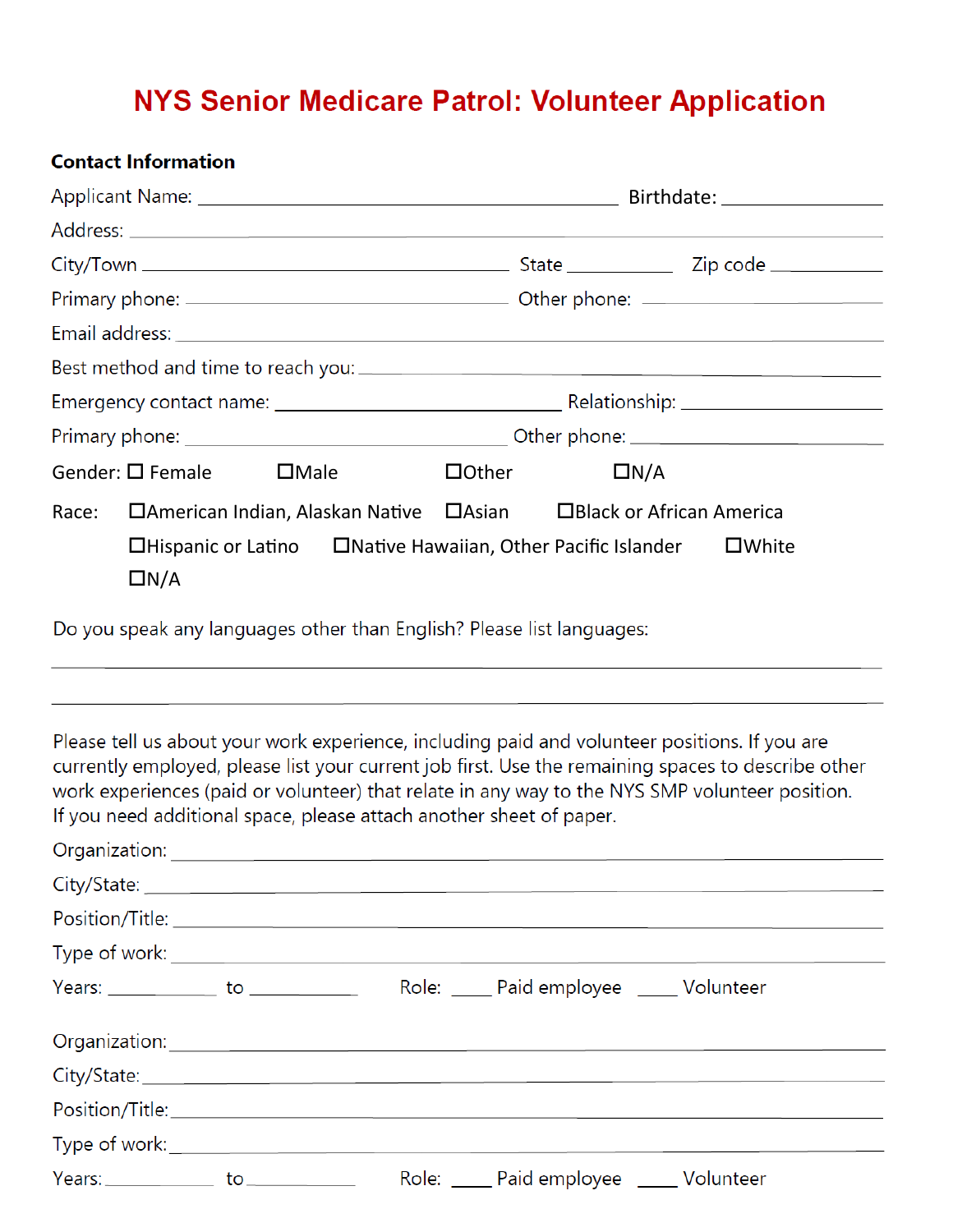# NYS Senior Medicare Patrol: Volunteer Application

**Contact Information**

Applicant Name: ______________________________ Birthdate: ______________

Address: ____________________________________________

City/Town ______________________ State __________ Zip code __________

Primary phone: ______________________ Other phone: ______________________

Email address: ____________________________________________

Best method and time to reach you: ______________________________

Emergency contact name: ______________________ Relationship: ______________

Primary phone: ______________________ Other phone: ______________________

Gender: ☐ Female ☐Male ☐Other ☐N/A

Race: ☐American Indian, Alaskan Native ☐Asian ☐Black or African America ☐Hispanic or Latino ☐Native Hawaiian, Other Pacific Islander ☐White ☐N/A

Do you speak any languages other than English? Please list languages:

____________________________________________

____________________________________________

Please tell us about your work experience, including paid and volunteer positions. If you are currently employed, please list your current job first. Use the remaining spaces to describe other work experiences (paid or volunteer) that relate in any way to the NYS SMP volunteer position. If you need additional space, please attach another sheet of paper.

Organization: ____________________________________________

City/State: ____________________________________________

Position/Title: ____________________________________________

Type of work: ____________________________________________

Years: __________ to __________ Role: ____ Paid employee ____ Volunteer

Organization: ____________________________________________

City/State: ____________________________________________

Position/Title: ____________________________________________

Type of work: ____________________________________________

Years: __________ to __________ Role: ____ Paid employee ____ Volunteer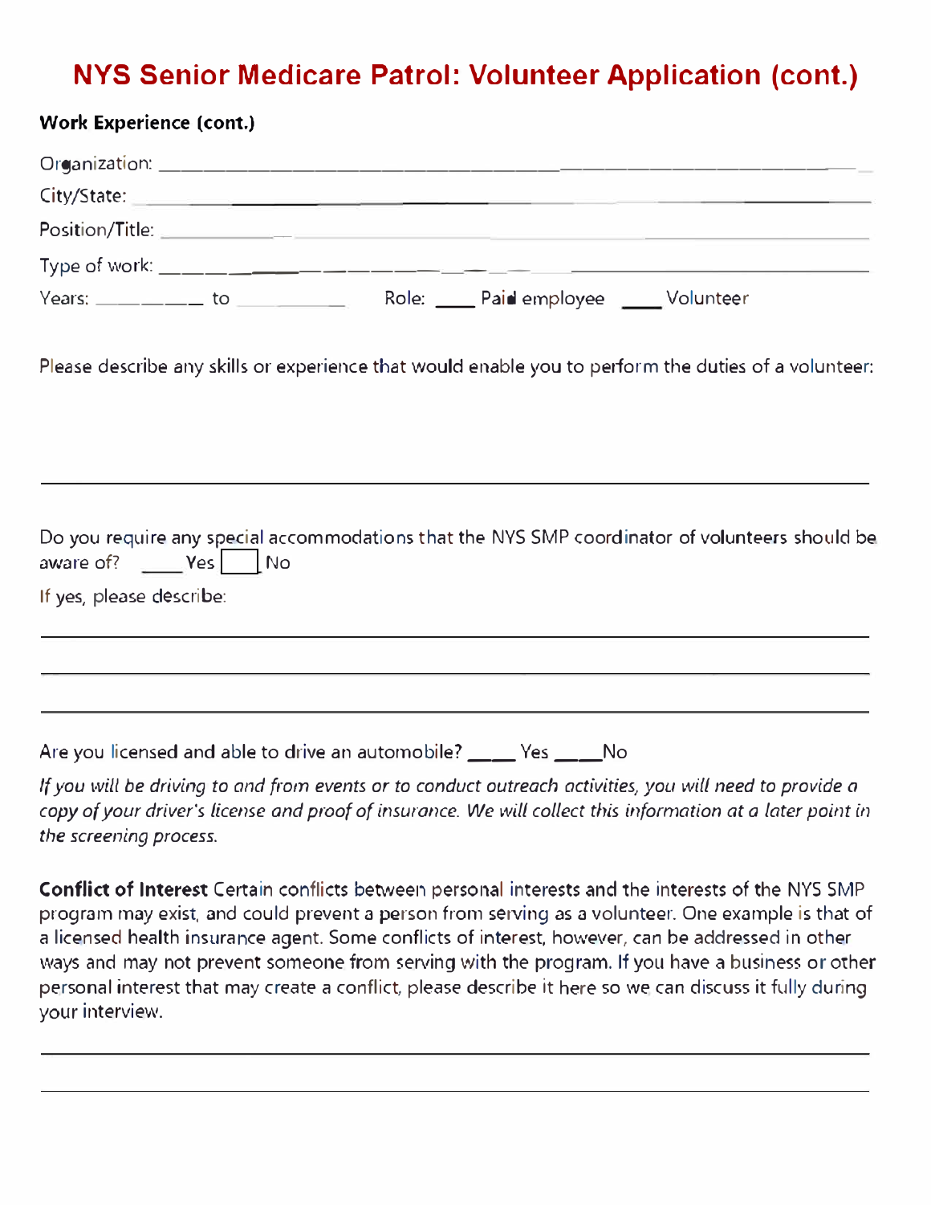# NYS Senior Medicare Patrol: Volunteer Application (cont.)

**Work Experience (cont.)**

Organization: ______________________________________________

City/State: ______________________________________________

Position/Title: ______________________________________________

Type of work: ______________________________________________

Years: __________ to __________ Role: ____ Paid employee ____ Volunteer

Please describe any skills or experience that would enable you to perform the duties of a volunteer:

______________________________________________

Do you require any special accommodations that the NYS SMP coordinator of volunteers should be aware of? ____ Yes ☐ No

If yes, please describe:

______________________________________________

______________________________________________

______________________________________________

Are you licensed and able to drive an automobile? ____ Yes ____ No

*If you will be driving to and from events or to conduct outreach activities, you will need to provide a copy of your driver's license and proof of insurance. We will collect this information at a later point in the screening process.*

**Conflict of Interest** Certain conflicts between personal interests and the interests of the NYS SMP program may exist, and could prevent a person from serving as a volunteer. One example is that of a licensed health insurance agent. Some conflicts of interest, however, can be addressed in other ways and may not prevent someone from serving with the program. If you have a business or other personal interest that may create a conflict, please describe it here so we can discuss it fully during your interview.

______________________________________________

______________________________________________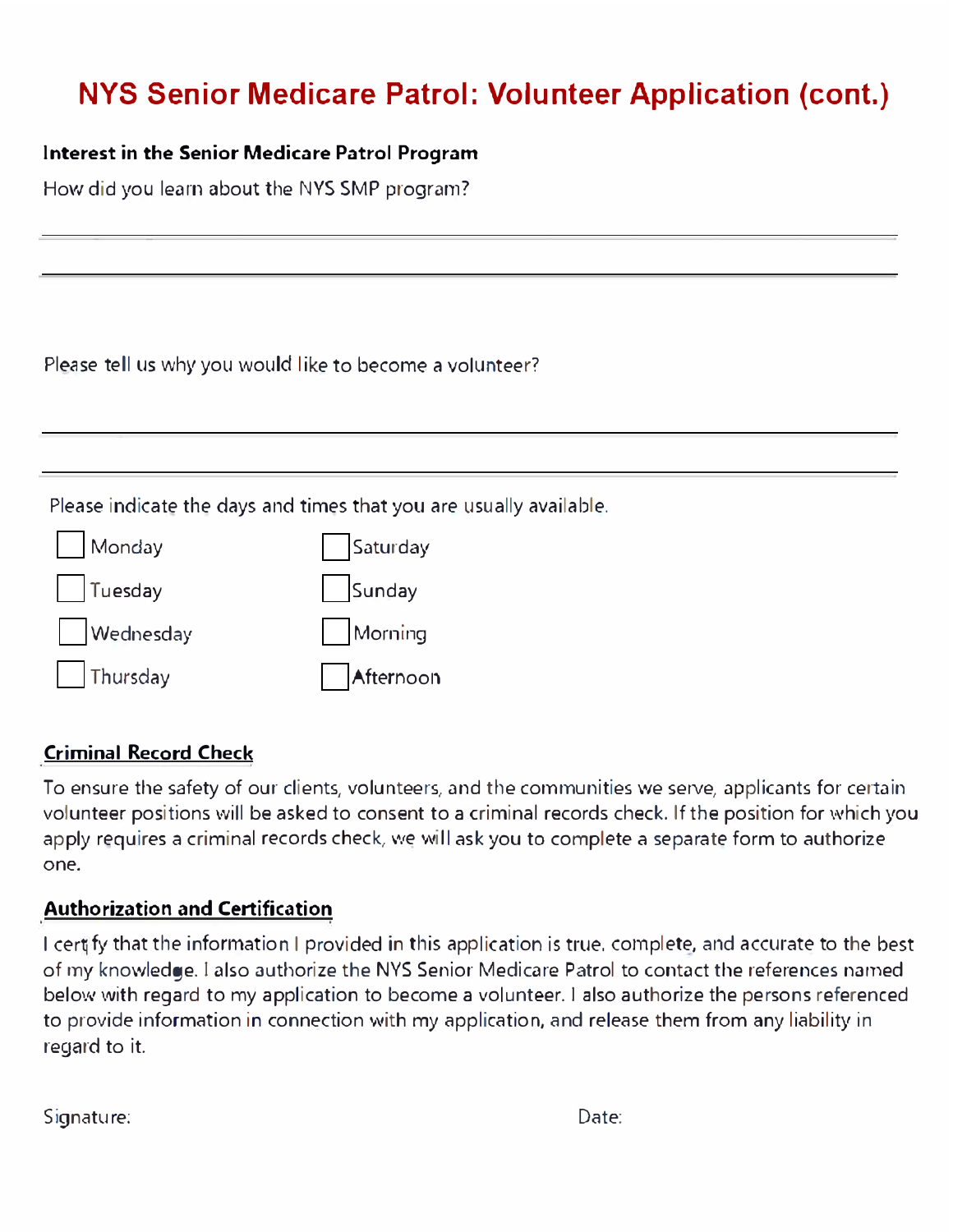# NYS Senior Medicare Patrol: Volunteer Application (cont.)

**Interest in the Senior Medicare Patrol Program**

How did you learn about the NYS SMP program?

\_\_\_\_\_\_\_\_\_\_\_\_\_\_\_\_\_\_\_\_\_\_\_\_\_\_\_\_\_\_\_\_\_\_\_\_\_\_\_\_\_\_\_\_\_\_\_\_\_\_\_\_\_\_\_\_\_\_\_\_

\_\_\_\_\_\_\_\_\_\_\_\_\_\_\_\_\_\_\_\_\_\_\_\_\_\_\_\_\_\_\_\_\_\_\_\_\_\_\_\_\_\_\_\_\_\_\_\_\_\_\_\_\_\_\_\_\_\_\_\_

Please tell us why you would like to become a volunteer?

\_\_\_\_\_\_\_\_\_\_\_\_\_\_\_\_\_\_\_\_\_\_\_\_\_\_\_\_\_\_\_\_\_\_\_\_\_\_\_\_\_\_\_\_\_\_\_\_\_\_\_\_\_\_\_\_\_\_\_\_

\_\_\_\_\_\_\_\_\_\_\_\_\_\_\_\_\_\_\_\_\_\_\_\_\_\_\_\_\_\_\_\_\_\_\_\_\_\_\_\_\_\_\_\_\_\_\_\_\_\_\_\_\_\_\_\_\_\_\_\_

Please indicate the days and times that you are usually available.

- ☐ Monday
- ☐ Tuesday
- ☐ Wednesday
- ☐ Thursday
- ☐ Saturday
- ☐ Sunday
- ☐ Morning
- ☐ Afternoon

**Criminal Record Check**

To ensure the safety of our clients, volunteers, and the communities we serve, applicants for certain volunteer positions will be asked to consent to a criminal records check. If the position for which you apply requires a criminal records check, we will ask you to complete a separate form to authorize one.

**Authorization and Certification**

I certify that the information I provided in this application is true, complete, and accurate to the best of my knowledge. I also authorize the NYS Senior Medicare Patrol to contact the references named below with regard to my application to become a volunteer. I also authorize the persons referenced to provide information in connection with my application, and release them from any liability in regard to it.

Signature: Date: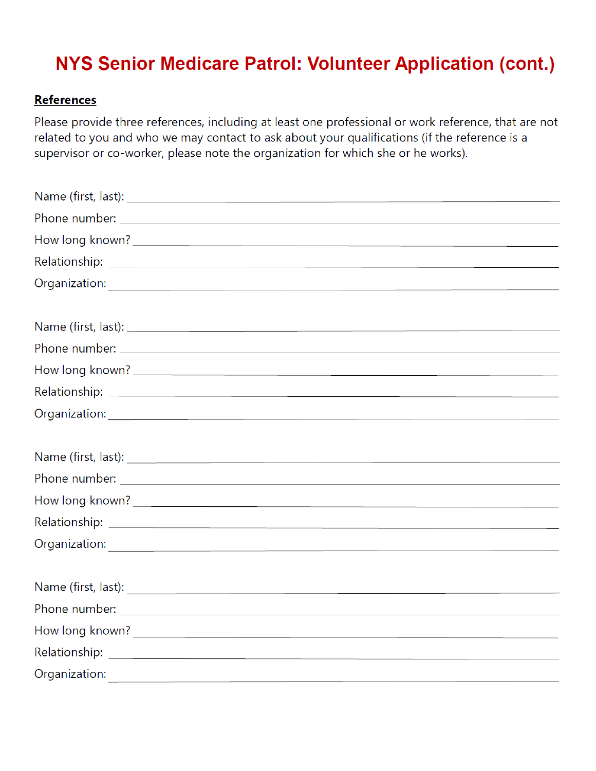# NYS Senior Medicare Patrol: Volunteer Application (cont.)

**References**

Please provide three references, including at least one professional or work reference, that are not related to you and who we may contact to ask about your qualifications (if the reference is a supervisor or co-worker, please note the organization for which she or he works).

Name (first, last): ______________________________

Phone number: ______________________________

How long known? ______________________________

Relationship: ______________________________

Organization: ______________________________

Name (first, last): ______________________________

Phone number: ______________________________

How long known? ______________________________

Relationship: ______________________________

Organization: ______________________________

Name (first, last): ______________________________

Phone number: ______________________________

How long known? ______________________________

Relationship: ______________________________

Organization: ______________________________

Name (first, last): ______________________________

Phone number: ______________________________

How long known? ______________________________

Relationship: ______________________________

Organization: ______________________________